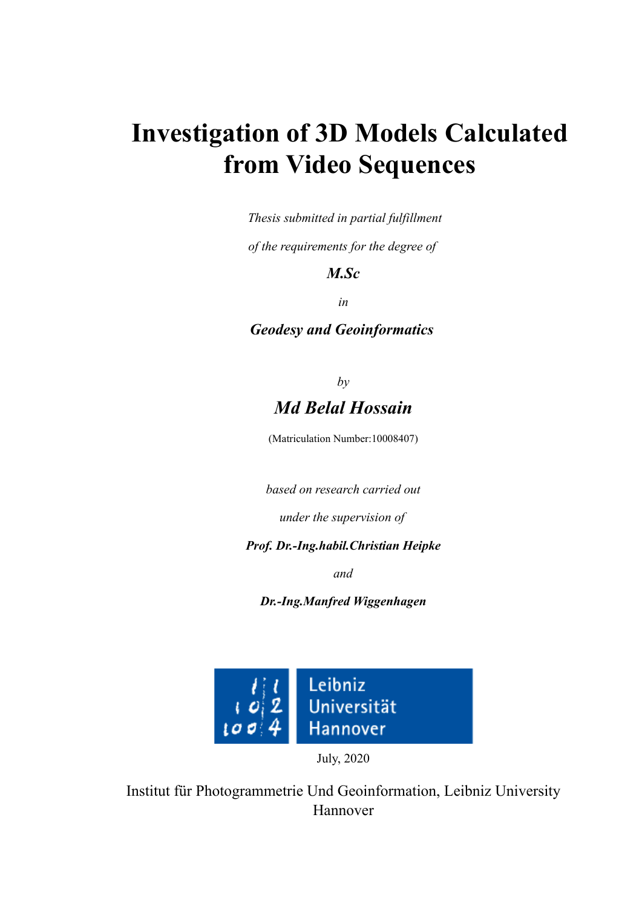# Investigation of 3D Models Calculated from Video Sequences

*Thesis submitted in partial fulfillment*

*of the requirements for the degree of*

***M.Sc***

*in*

***Geodesy and Geoinformatics***

*by*

## *Md Belal Hossain*

(Matriculation Number:10008407)

*based on research carried out*

*under the supervision of*

***Prof. Dr.-Ing.habil.Christian Heipke***

*and*

***Dr.-Ing.Manfred Wiggenhagen***

Leibniz Universität Hannover

July, 2020

Institut für Photogrammetrie Und Geoinformation, Leibniz University Hannover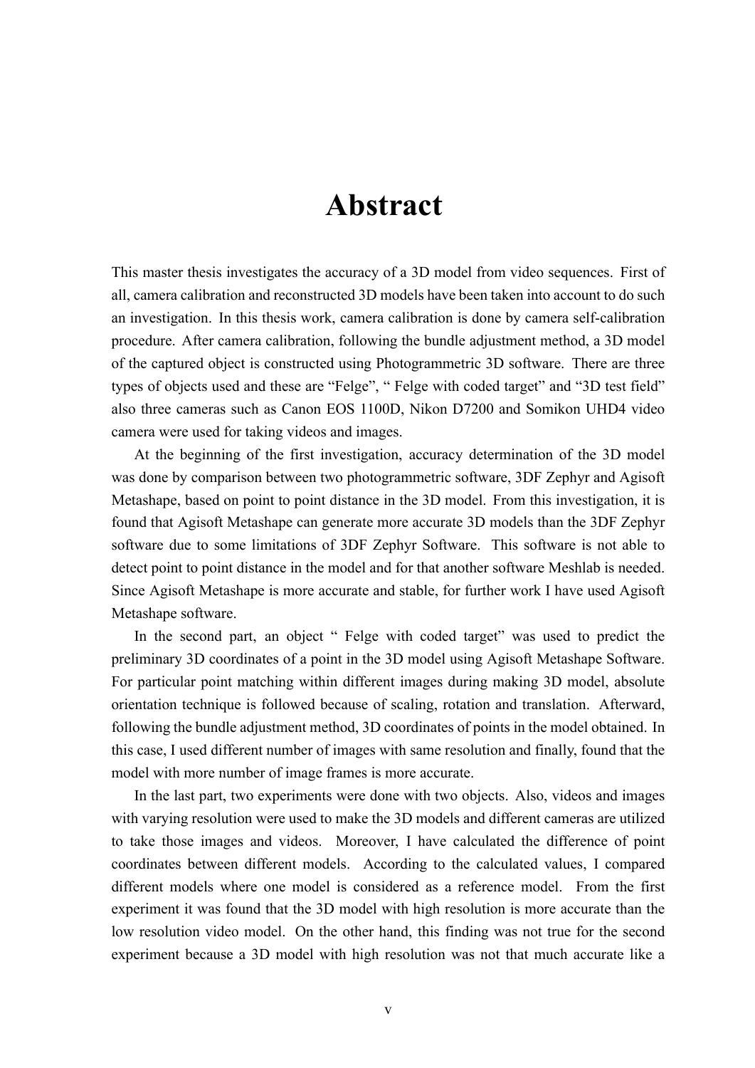# Abstract

This master thesis investigates the accuracy of a 3D model from video sequences. First of all, camera calibration and reconstructed 3D models have been taken into account to do such an investigation. In this thesis work, camera calibration is done by camera self-calibration procedure. After camera calibration, following the bundle adjustment method, a 3D model of the captured object is constructed using Photogrammetric 3D software. There are three types of objects used and these are "Felge", " Felge with coded target" and "3D test field" also three cameras such as Canon EOS 1100D, Nikon D7200 and Somikon UHD4 video camera were used for taking videos and images.

At the beginning of the first investigation, accuracy determination of the 3D model was done by comparison between two photogrammetric software, 3DF Zephyr and Agisoft Metashape, based on point to point distance in the 3D model. From this investigation, it is found that Agisoft Metashape can generate more accurate 3D models than the 3DF Zephyr software due to some limitations of 3DF Zephyr Software. This software is not able to detect point to point distance in the model and for that another software Meshlab is needed. Since Agisoft Metashape is more accurate and stable, for further work I have used Agisoft Metashape software.

In the second part, an object " Felge with coded target" was used to predict the preliminary 3D coordinates of a point in the 3D model using Agisoft Metashape Software. For particular point matching within different images during making 3D model, absolute orientation technique is followed because of scaling, rotation and translation. Afterward, following the bundle adjustment method, 3D coordinates of points in the model obtained. In this case, I used different number of images with same resolution and finally, found that the model with more number of image frames is more accurate.

In the last part, two experiments were done with two objects. Also, videos and images with varying resolution were used to make the 3D models and different cameras are utilized to take those images and videos. Moreover, I have calculated the difference of point coordinates between different models. According to the calculated values, I compared different models where one model is considered as a reference model. From the first experiment it was found that the 3D model with high resolution is more accurate than the low resolution video model. On the other hand, this finding was not true for the second experiment because a 3D model with high resolution was not that much accurate like a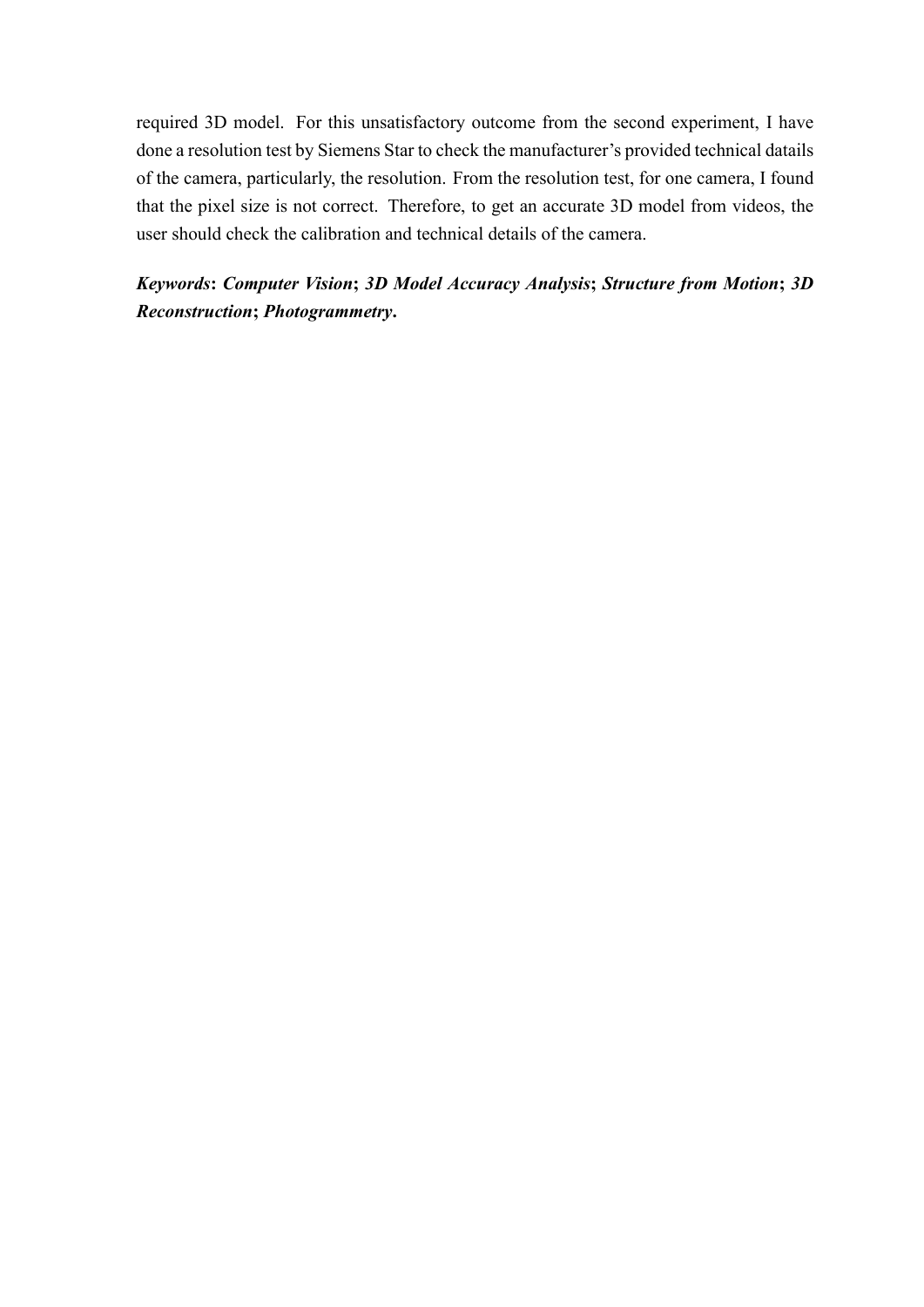required 3D model. For this unsatisfactory outcome from the second experiment, I have done a resolution test by Siemens Star to check the manufacturer's provided technical datails of the camera, particularly, the resolution. From the resolution test, for one camera, I found that the pixel size is not correct. Therefore, to get an accurate 3D model from videos, the user should check the calibration and technical details of the camera.

***Keywords*: *Computer Vision*; *3D Model Accuracy Analysis*; *Structure from Motion*; *3D Reconstruction*; *Photogrammetry*.**